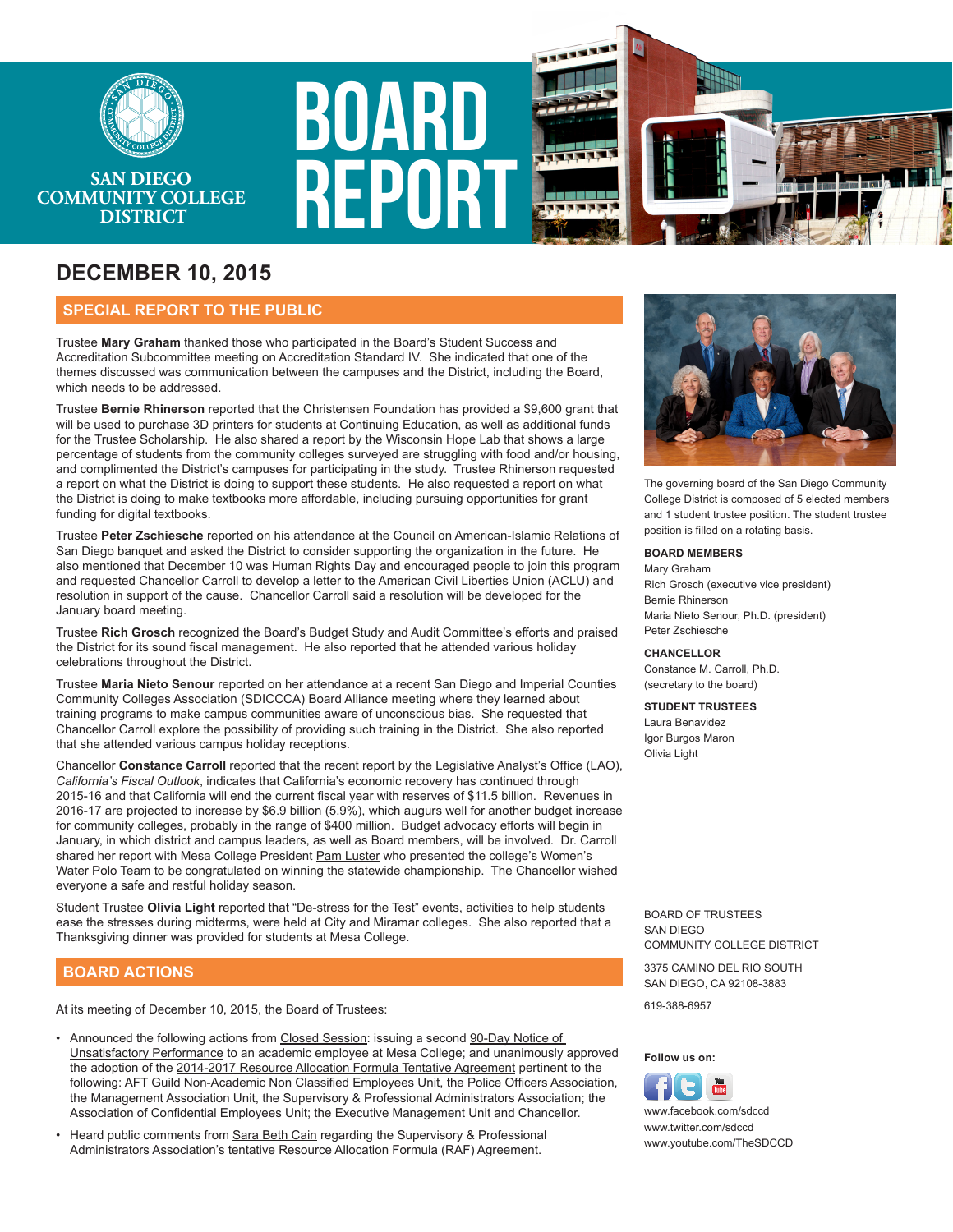# SAN DIEGO COMMUNITY COLLEGE DISTRICT

# BOARD REPORT

## DECEMBER 10, 2015

### SPECIAL REPORT TO THE PUBLIC

Trustee **Mary Graham** thanked those who participated in the Board's Student Success and Accreditation Subcommittee meeting on Accreditation Standard IV. She indicated that one of the themes discussed was communication between the campuses and the District, including the Board, which needs to be addressed.

Trustee **Bernie Rhinerson** reported that the Christensen Foundation has provided a $9,600 grant that will be used to purchase 3D printers for students at Continuing Education, as well as additional funds for the Trustee Scholarship. He also shared a report by the Wisconsin Hope Lab that shows a large percentage of students from the community colleges surveyed are struggling with food and/or housing, and complimented the District's campuses for participating in the study. Trustee Rhinerson requested a report on what the District is doing to support these students. He also requested a report on what the District is doing to make textbooks more affordable, including pursuing opportunities for grant funding for digital textbooks.

Trustee **Peter Zschiesche** reported on his attendance at the Council on American-Islamic Relations of San Diego banquet and asked the District to consider supporting the organization in the future. He also mentioned that December 10 was Human Rights Day and encouraged people to join this program and requested Chancellor Carroll to develop a letter to the American Civil Liberties Union (ACLU) and resolution in support of the cause. Chancellor Carroll said a resolution will be developed for the January board meeting.

Trustee **Rich Grosch** recognized the Board's Budget Study and Audit Committee's efforts and praised the District for its sound fiscal management. He also reported that he attended various holiday celebrations throughout the District.

Trustee **Maria Nieto Senour** reported on her attendance at a recent San Diego and Imperial Counties Community Colleges Association (SDICCCA) Board Alliance meeting where they learned about training programs to make campus communities aware of unconscious bias. She requested that Chancellor Carroll explore the possibility of providing such training in the District. She also reported that she attended various campus holiday receptions.

Chancellor **Constance Carroll** reported that the recent report by the Legislative Analyst's Office (LAO), *California's Fiscal Outlook*, indicates that California's economic recovery has continued through 2015-16 and that California will end the current fiscal year with reserves of $11.5 billion. Revenues in 2016-17 are projected to increase by $6.9 billion (5.9%), which augurs well for another budget increase for community colleges, probably in the range of $400 million. Budget advocacy efforts will begin in January, in which district and campus leaders, as well as Board members, will be involved. Dr. Carroll shared her report with Mesa College President Pam Luster who presented the college's Women's Water Polo Team to be congratulated on winning the statewide championship. The Chancellor wished everyone a safe and restful holiday season.

Student Trustee **Olivia Light** reported that "De-stress for the Test" events, activities to help students ease the stresses during midterms, were held at City and Miramar colleges. She also reported that a Thanksgiving dinner was provided for students at Mesa College.

### BOARD ACTIONS

At its meeting of December 10, 2015, the Board of Trustees:

- Announced the following actions from Closed Session: issuing a second 90-Day Notice of Unsatisfactory Performance to an academic employee at Mesa College; and unanimously approved the adoption of the 2014-2017 Resource Allocation Formula Tentative Agreement pertinent to the following: AFT Guild Non-Academic Non Classified Employees Unit, the Police Officers Association, the Management Association Unit, the Supervisory & Professional Administrators Association; the Association of Confidential Employees Unit; the Executive Management Unit and Chancellor.
- Heard public comments from Sara Beth Cain regarding the Supervisory & Professional Administrators Association's tentative Resource Allocation Formula (RAF) Agreement.

The governing board of the San Diego Community College District is composed of 5 elected members and 1 student trustee position. The student trustee position is filled on a rotating basis.

**BOARD MEMBERS**
Mary Graham
Rich Grosch (executive vice president)
Bernie Rhinerson
Maria Nieto Senour, Ph.D. (president)
Peter Zschiesche

**CHANCELLOR**
Constance M. Carroll, Ph.D.
(secretary to the board)

**STUDENT TRUSTEES**
Laura Benavidez
Igor Burgos Maron
Olivia Light

BOARD OF TRUSTEES
SAN DIEGO
COMMUNITY COLLEGE DISTRICT

3375 CAMINO DEL RIO SOUTH
SAN DIEGO, CA 92108-3883

619-388-6957

**Follow us on:**

www.facebook.com/sdccd
www.twitter.com/sdccd
www.youtube.com/TheSDCCD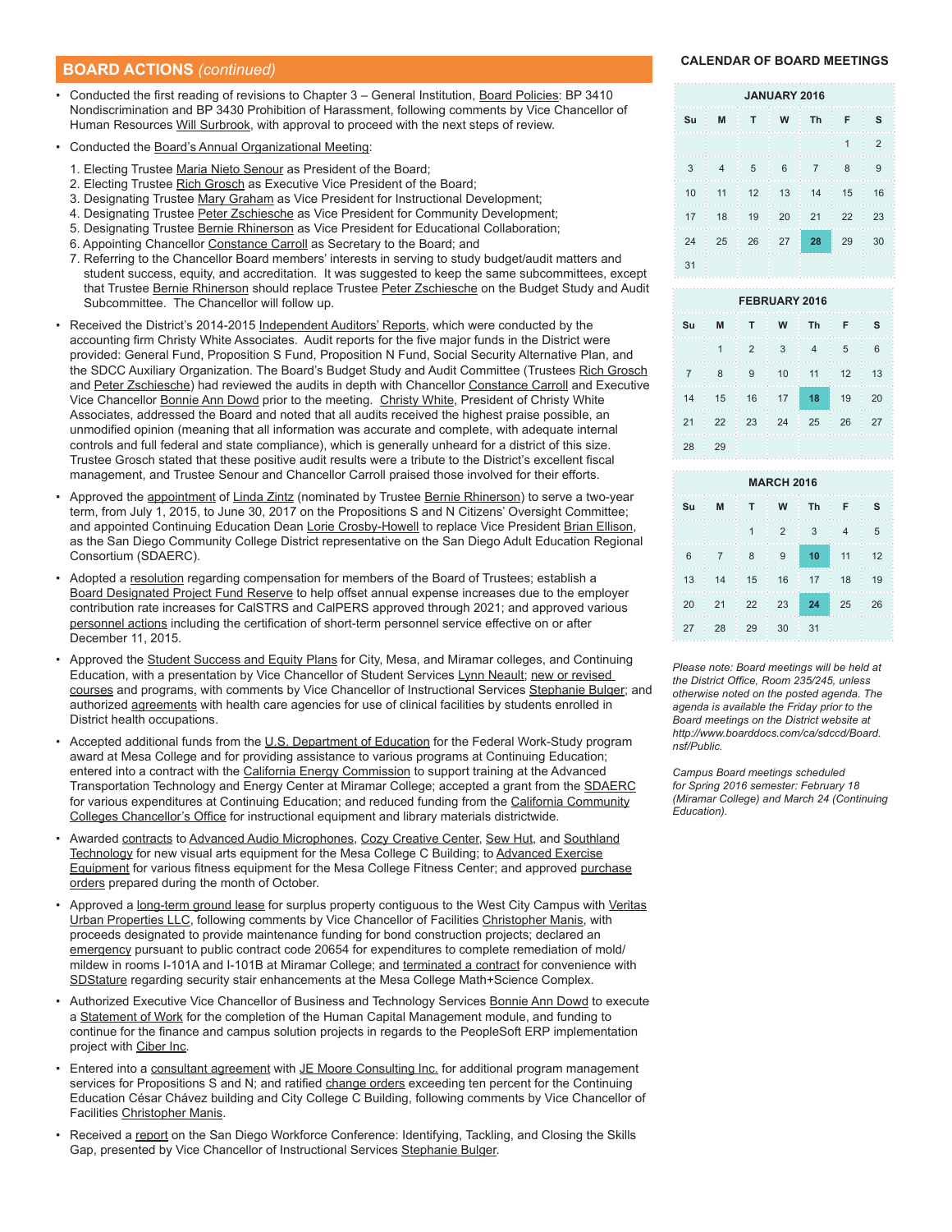## BOARD ACTIONS *(continued)*

- Conducted the first reading of revisions to Chapter 3 – General Institution, Board Policies: BP 3410 Nondiscrimination and BP 3430 Prohibition of Harassment, following comments by Vice Chancellor of Human Resources Will Surbrook, with approval to proceed with the next steps of review.
- Conducted the Board's Annual Organizational Meeting:
  1. Electing Trustee Maria Nieto Senour as President of the Board;
  2. Electing Trustee Rich Grosch as Executive Vice President of the Board;
  3. Designating Trustee Mary Graham as Vice President for Instructional Development;
  4. Designating Trustee Peter Zschiesche as Vice President for Community Development;
  5. Designating Trustee Bernie Rhinerson as Vice President for Educational Collaboration;
  6. Appointing Chancellor Constance Carroll as Secretary to the Board; and
  7. Referring to the Chancellor Board members' interests in serving to study budget/audit matters and student success, equity, and accreditation. It was suggested to keep the same subcommittees, except that Trustee Bernie Rhinerson should replace Trustee Peter Zschiesche on the Budget Study and Audit Subcommittee. The Chancellor will follow up.
- Received the District's 2014-2015 Independent Auditors' Reports, which were conducted by the accounting firm Christy White Associates. Audit reports for the five major funds in the District were provided: General Fund, Proposition S Fund, Proposition N Fund, Social Security Alternative Plan, and the SDCC Auxiliary Organization. The Board's Budget Study and Audit Committee (Trustees Rich Grosch and Peter Zschiesche) had reviewed the audits in depth with Chancellor Constance Carroll and Executive Vice Chancellor Bonnie Ann Dowd prior to the meeting. Christy White, President of Christy White Associates, addressed the Board and noted that all audits received the highest praise possible, an unmodified opinion (meaning that all information was accurate and complete, with adequate internal controls and full federal and state compliance), which is generally unheard for a district of this size. Trustee Grosch stated that these positive audit results were a tribute to the District's excellent fiscal management, and Trustee Senour and Chancellor Carroll praised those involved for their efforts.
- Approved the appointment of Linda Zintz (nominated by Trustee Bernie Rhinerson) to serve a two-year term, from July 1, 2015, to June 30, 2017 on the Propositions S and N Citizens' Oversight Committee; and appointed Continuing Education Dean Lorie Crosby-Howell to replace Vice President Brian Ellison, as the San Diego Community College District representative on the San Diego Adult Education Regional Consortium (SDAERC).
- Adopted a resolution regarding compensation for members of the Board of Trustees; establish a Board Designated Project Fund Reserve to help offset annual expense increases due to the employer contribution rate increases for CalSTRS and CalPERS approved through 2021; and approved various personnel actions including the certification of short-term personnel service effective on or after December 11, 2015.
- Approved the Student Success and Equity Plans for City, Mesa, and Miramar colleges, and Continuing Education, with a presentation by Vice Chancellor of Student Services Lynn Neault; new or revised courses and programs, with comments by Vice Chancellor of Instructional Services Stephanie Bulger; and authorized agreements with health care agencies for use of clinical facilities by students enrolled in District health occupations.
- Accepted additional funds from the U.S. Department of Education for the Federal Work-Study program award at Mesa College and for providing assistance to various programs at Continuing Education; entered into a contract with the California Energy Commission to support training at the Advanced Transportation Technology and Energy Center at Miramar College; accepted a grant from the SDAERC for various expenditures at Continuing Education; and reduced funding from the California Community Colleges Chancellor's Office for instructional equipment and library materials districtwide.
- Awarded contracts to Advanced Audio Microphones, Cozy Creative Center, Sew Hut, and Southland Technology for new visual arts equipment for the Mesa College C Building; to Advanced Exercise Equipment for various fitness equipment for the Mesa College Fitness Center; and approved purchase orders prepared during the month of October.
- Approved a long-term ground lease for surplus property contiguous to the West City Campus with Veritas Urban Properties LLC, following comments by Vice Chancellor of Facilities Christopher Manis, with proceeds designated to provide maintenance funding for bond construction projects; declared an emergency pursuant to public contract code 20654 for expenditures to complete remediation of mold/mildew in rooms I-101A and I-101B at Miramar College; and terminated a contract for convenience with SDStature regarding security stair enhancements at the Mesa College Math+Science Complex.
- Authorized Executive Vice Chancellor of Business and Technology Services Bonnie Ann Dowd to execute a Statement of Work for the completion of the Human Capital Management module, and funding to continue for the finance and campus solution projects in regards to the PeopleSoft ERP implementation project with Ciber Inc.
- Entered into a consultant agreement with JE Moore Consulting Inc. for additional program management services for Propositions S and N; and ratified change orders exceeding ten percent for the Continuing Education César Chávez building and City College C Building, following comments by Vice Chancellor of Facilities Christopher Manis.
- Received a report on the San Diego Workforce Conference: Identifying, Tackling, and Closing the Skills Gap, presented by Vice Chancellor of Instructional Services Stephanie Bulger.

### CALENDAR OF BOARD MEETINGS

**JANUARY 2016**

| Su | M | T | W | Th | F | S |
|---|---|---|---|---|---|---|
| | | | | | 1 | 2 |
| 3 | 4 | 5 | 6 | 7 | 8 | 9 |
| 10 | 11 | 12 | 13 | 14 | 15 | 16 |
| 17 | 18 | 19 | 20 | 21 | 22 | 23 |
| 24 | 25 | 26 | 27 | **28** | 29 | 30 |
| 31 | | | | | | |

**FEBRUARY 2016**

| Su | M | T | W | Th | F | S |
|---|---|---|---|---|---|---|
| | 1 | 2 | 3 | 4 | 5 | 6 |
| 7 | 8 | 9 | 10 | 11 | 12 | 13 |
| 14 | 15 | 16 | 17 | **18** | 19 | 20 |
| 21 | 22 | 23 | 24 | 25 | 26 | 27 |
| 28 | 29 | | | | | |

**MARCH 2016**

| Su | M | T | W | Th | F | S |
|---|---|---|---|---|---|---|
| | | 1 | 2 | 3 | 4 | 5 |
| 6 | 7 | 8 | 9 | **10** | 11 | 12 |
| 13 | 14 | 15 | 16 | 17 | 18 | 19 |
| 20 | 21 | 22 | 23 | **24** | 25 | 26 |
| 27 | 28 | 29 | 30 | 31 | | |

*Please note: Board meetings will be held at the District Office, Room 235/245, unless otherwise noted on the posted agenda. The agenda is available the Friday prior to the Board meetings on the District website at http://www.boarddocs.com/ca/sdccd/Board.nsf/Public.*

*Campus Board meetings scheduled for Spring 2016 semester: February 18 (Miramar College) and March 24 (Continuing Education).*